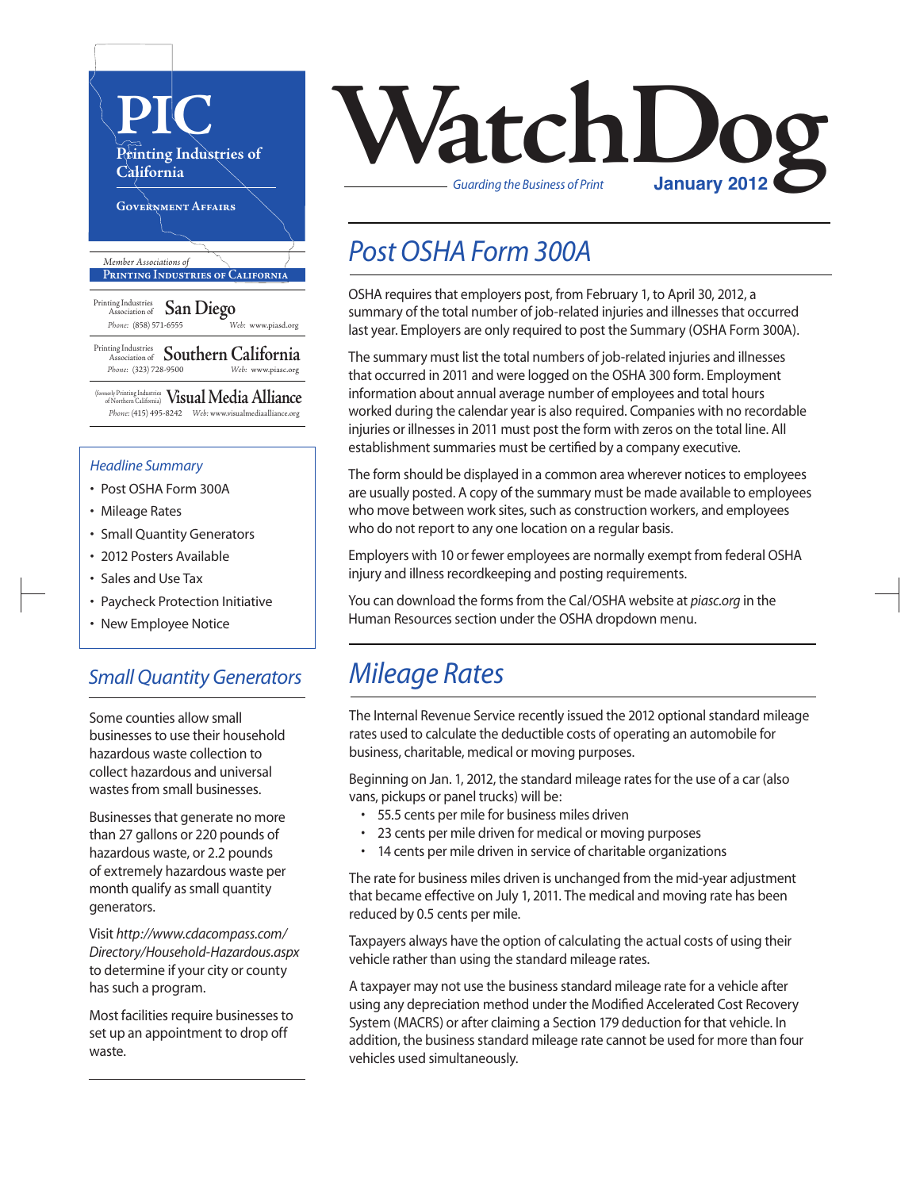# PIC

**Printing Industries of California**

GOVERNMENT AFFAIRS

*Member Associations of*
**PRINTING INDUSTRIES OF CALIFORNIA**

Printing Industries Association of **San Diego**
*Phone:* (858) 571-6555 *Web:* www.piasd.org

Printing Industries Association of **Southern California**
*Phone:* (323) 728-9500 *Web:* www.piasc.org

(formerly Printing Industries of Northern California) **Visual Media Alliance**
*Phone:* (415) 495-8242 *Web:* www.visualmediaalliance.org

# WatchDog

*Guarding the Business of Print*

**January 2012**

*Headline Summary*

- Post OSHA Form 300A
- Mileage Rates
- Small Quantity Generators
- 2012 Posters Available
- Sales and Use Tax
- Paycheck Protection Initiative
- New Employee Notice

## *Post OSHA Form 300A*

OSHA requires that employers post, from February 1, to April 30, 2012, a summary of the total number of job-related injuries and illnesses that occurred last year. Employers are only required to post the Summary (OSHA Form 300A).

The summary must list the total numbers of job-related injuries and illnesses that occurred in 2011 and were logged on the OSHA 300 form. Employment information about annual average number of employees and total hours worked during the calendar year is also required. Companies with no recordable injuries or illnesses in 2011 must post the form with zeros on the total line. All establishment summaries must be certified by a company executive.

The form should be displayed in a common area wherever notices to employees are usually posted. A copy of the summary must be made available to employees who move between work sites, such as construction workers, and employees who do not report to any one location on a regular basis.

Employers with 10 or fewer employees are normally exempt from federal OSHA injury and illness recordkeeping and posting requirements.

You can download the forms from the Cal/OSHA website at *piasc.org* in the Human Resources section under the OSHA dropdown menu.

## *Mileage Rates*

The Internal Revenue Service recently issued the 2012 optional standard mileage rates used to calculate the deductible costs of operating an automobile for business, charitable, medical or moving purposes.

Beginning on Jan. 1, 2012, the standard mileage rates for the use of a car (also vans, pickups or panel trucks) will be:

- 55.5 cents per mile for business miles driven
- 23 cents per mile driven for medical or moving purposes
- 14 cents per mile driven in service of charitable organizations

The rate for business miles driven is unchanged from the mid-year adjustment that became effective on July 1, 2011. The medical and moving rate has been reduced by 0.5 cents per mile.

Taxpayers always have the option of calculating the actual costs of using their vehicle rather than using the standard mileage rates.

A taxpayer may not use the business standard mileage rate for a vehicle after using any depreciation method under the Modified Accelerated Cost Recovery System (MACRS) or after claiming a Section 179 deduction for that vehicle. In addition, the business standard mileage rate cannot be used for more than four vehicles used simultaneously.

## *Small Quantity Generators*

Some counties allow small businesses to use their household hazardous waste collection to collect hazardous and universal wastes from small businesses.

Businesses that generate no more than 27 gallons or 220 pounds of hazardous waste, or 2.2 pounds of extremely hazardous waste per month qualify as small quantity generators.

Visit *http://www.cdacompass.com/Directory/Household-Hazardous.aspx* to determine if your city or county has such a program.

Most facilities require businesses to set up an appointment to drop off waste.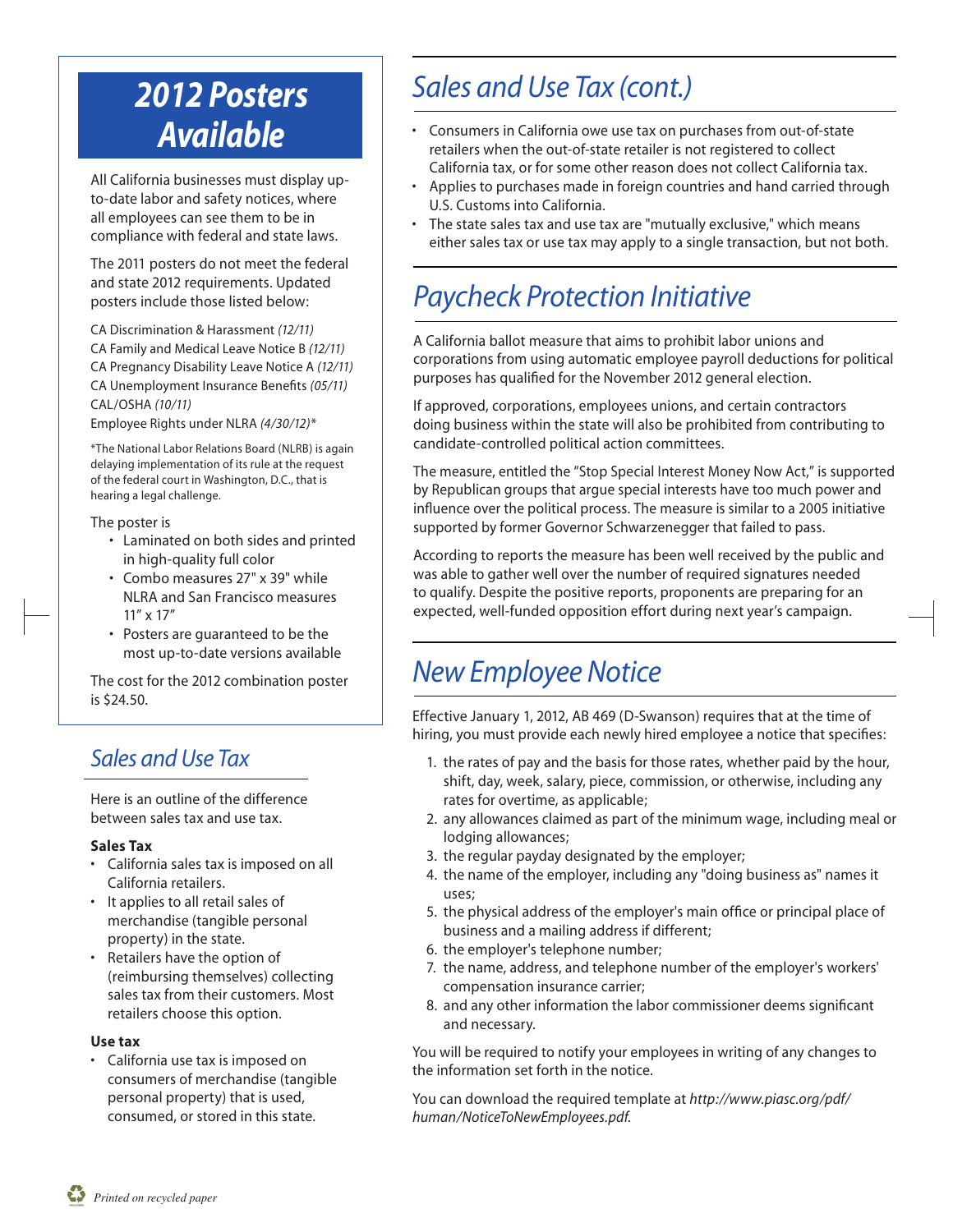## 2012 Posters Available

All California businesses must display up-to-date labor and safety notices, where all employees can see them to be in compliance with federal and state laws.

The 2011 posters do not meet the federal and state 2012 requirements. Updated posters include those listed below:

CA Discrimination & Harassment *(12/11)*
CA Family and Medical Leave Notice B *(12/11)*
CA Pregnancy Disability Leave Notice A *(12/11)*
CA Unemployment Insurance Benefits *(05/11)*
CAL/OSHA *(10/11)*
Employee Rights under NLRA *(4/30/12)*\*

\*The National Labor Relations Board (NLRB) is again delaying implementation of its rule at the request of the federal court in Washington, D.C., that is hearing a legal challenge.

The poster is

- Laminated on both sides and printed in high-quality full color
- Combo measures 27" x 39" while NLRA and San Francisco measures 11" x 17"
- Posters are guaranteed to be the most up-to-date versions available

The cost for the 2012 combination poster is $24.50.

## Sales and Use Tax

Here is an outline of the difference between sales tax and use tax.

**Sales Tax**

- California sales tax is imposed on all California retailers.
- It applies to all retail sales of merchandise (tangible personal property) in the state.
- Retailers have the option of (reimbursing themselves) collecting sales tax from their customers. Most retailers choose this option.

**Use tax**

- California use tax is imposed on consumers of merchandise (tangible personal property) that is used, consumed, or stored in this state.

## Sales and Use Tax (cont.)

- Consumers in California owe use tax on purchases from out-of-state retailers when the out-of-state retailer is not registered to collect California tax, or for some other reason does not collect California tax.
- Applies to purchases made in foreign countries and hand carried through U.S. Customs into California.
- The state sales tax and use tax are "mutually exclusive," which means either sales tax or use tax may apply to a single transaction, but not both.

## Paycheck Protection Initiative

A California ballot measure that aims to prohibit labor unions and corporations from using automatic employee payroll deductions for political purposes has qualified for the November 2012 general election.

If approved, corporations, employees unions, and certain contractors doing business within the state will also be prohibited from contributing to candidate-controlled political action committees.

The measure, entitled the "Stop Special Interest Money Now Act," is supported by Republican groups that argue special interests have too much power and influence over the political process. The measure is similar to a 2005 initiative supported by former Governor Schwarzenegger that failed to pass.

According to reports the measure has been well received by the public and was able to gather well over the number of required signatures needed to qualify. Despite the positive reports, proponents are preparing for an expected, well-funded opposition effort during next year's campaign.

## New Employee Notice

Effective January 1, 2012, AB 469 (D-Swanson) requires that at the time of hiring, you must provide each newly hired employee a notice that specifies:

1. the rates of pay and the basis for those rates, whether paid by the hour, shift, day, week, salary, piece, commission, or otherwise, including any rates for overtime, as applicable;
2. any allowances claimed as part of the minimum wage, including meal or lodging allowances;
3. the regular payday designated by the employer;
4. the name of the employer, including any "doing business as" names it uses;
5. the physical address of the employer's main office or principal place of business and a mailing address if different;
6. the employer's telephone number;
7. the name, address, and telephone number of the employer's workers' compensation insurance carrier;
8. and any other information the labor commissioner deems significant and necessary.

You will be required to notify your employees in writing of any changes to the information set forth in the notice.

You can download the required template at *http://www.piasc.org/pdf/human/NoticeToNewEmployees.pdf.*

*Printed on recycled paper*